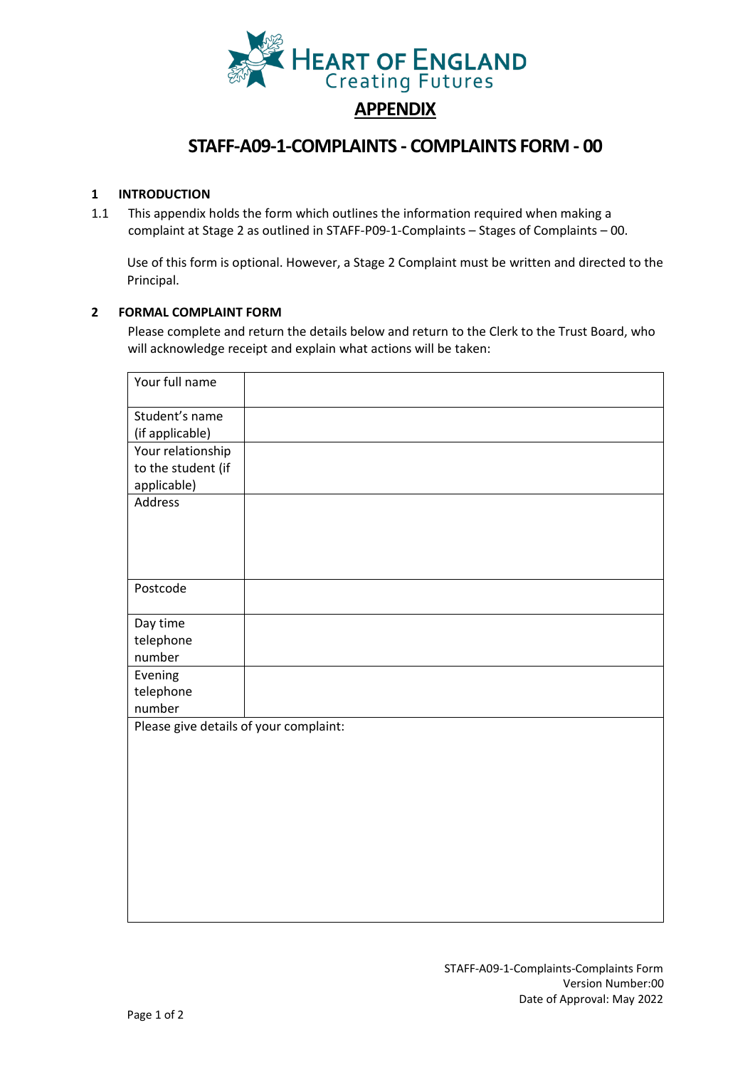# APPENDIX

## STAFF-A09-1-COMPLAINTS - COMPLAINTS FORM - 00

### 1 INTRODUCTION

1.1 This appendix holds the form which outlines the information required when making a complaint at Stage 2 as outlined in STAFF-P09-1-Complaints – Stages of Complaints – 00.

Use of this form is optional. However, a Stage 2 Complaint must be written and directed to the Principal.

### 2 FORMAL COMPLAINT FORM

Please complete and return the details below and return to the Clerk to the Trust Board, who will acknowledge receipt and explain what actions will be taken:

| Your full name | |
|---|---|
| Student's name (if applicable) | |
| Your relationship to the student (if applicable) | |
| Address | |
| Postcode | |
| Day time telephone number | |
| Evening telephone number | |
| Please give details of your complaint: | |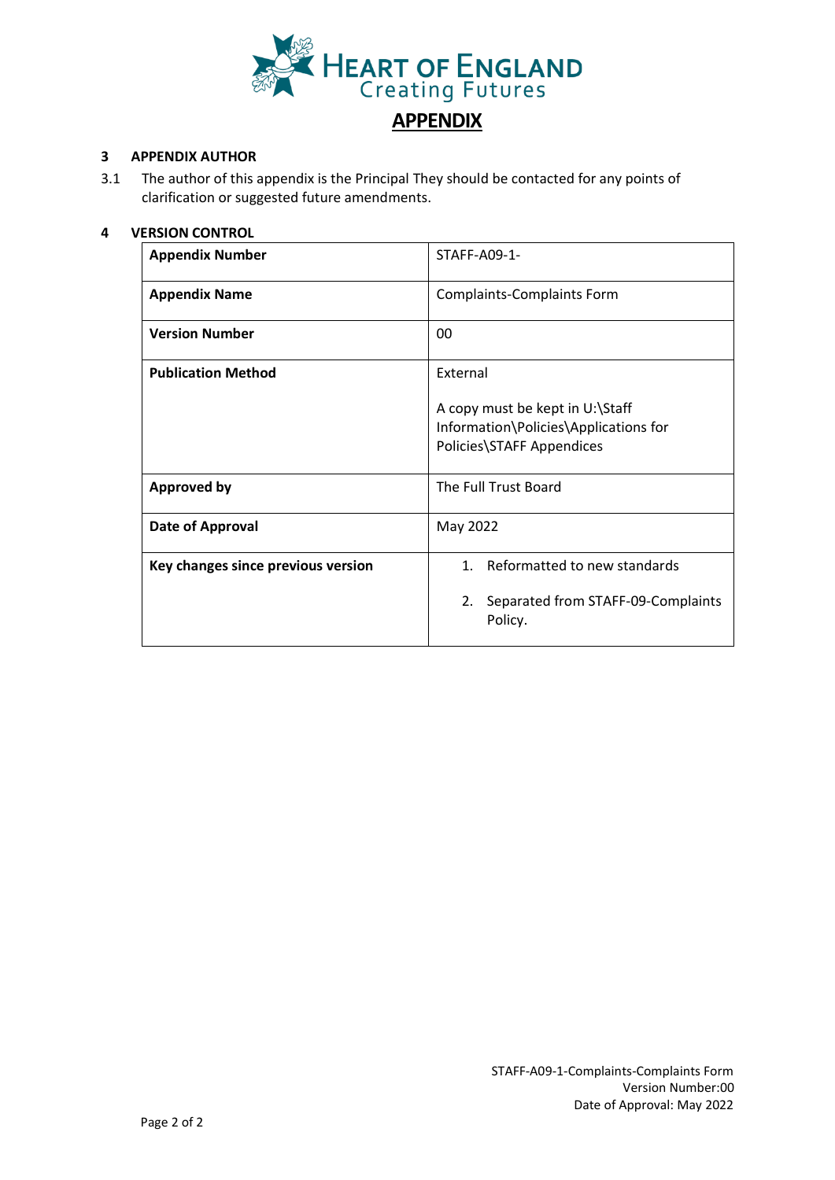# APPENDIX

## 3 APPENDIX AUTHOR

3.1 The author of this appendix is the Principal They should be contacted for any points of clarification or suggested future amendments.

## 4 VERSION CONTROL

| | |
|---|---|
| **Appendix Number** | STAFF-A09-1- |
| **Appendix Name** | Complaints-Complaints Form |
| **Version Number** | 00 |
| **Publication Method** | External<br><br>A copy must be kept in U:\Staff Information\Policies\Applications for Policies\STAFF Appendices |
| **Approved by** | The Full Trust Board |
| **Date of Approval** | May 2022 |
| **Key changes since previous version** | 1. Reformatted to new standards<br><br>2. Separated from STAFF-09-Complaints Policy. |